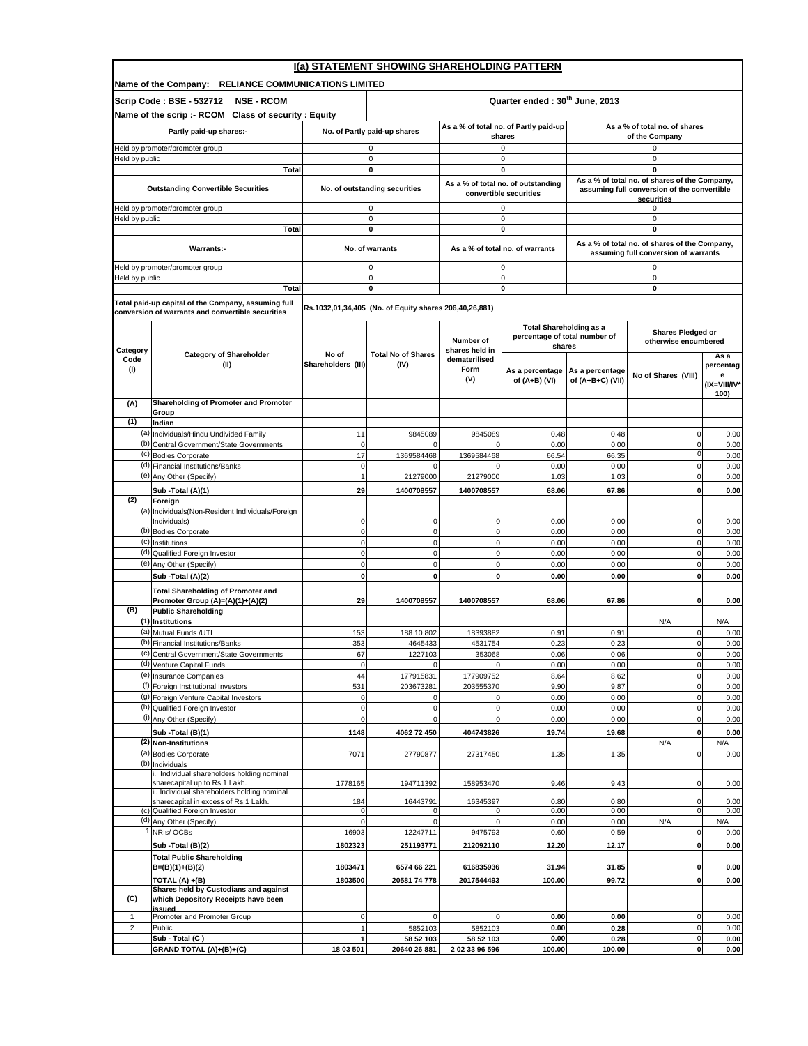# I(a) STATEMENT SHOWING SHAREHOLDING PATTERN

**Name of the Company: RELIANCE COMMUNICATIONS LIMITED**

**Scrip Code : BSE - 532712 NSE - RCOM** | **Quarter ended : 30th June, 2013**

**Name of the scrip :- RCOM Class of security : Equity**

| Partly paid-up shares:- | No. of Partly paid-up shares | As a % of total no. of Partly paid-up shares | As a % of total no. of shares of the Company |
|---|---|---|---|
| Held by promoter/promoter group | 0 | 0 | 0 |
| Held by public | 0 | 0 | 0 |
| **Total** | **0** | **0** | **0** |

| Outstanding Convertible Securities | No. of outstanding securities | As a % of total no. of outstanding convertible securities | As a % of total no. of shares of the Company, assuming full conversion of the convertible securities |
|---|---|---|---|
| Held by promoter/promoter group | 0 | 0 | 0 |
| Held by public | 0 | 0 | 0 |
| **Total** | **0** | **0** | **0** |

| Warrants:- | No. of warrants | As a % of total no. of warrants | As a % of total no. of shares of the Company, assuming full conversion of warrants |
|---|---|---|---|
| Held by promoter/promoter group | 0 | 0 | 0 |
| Held by public | 0 | 0 | 0 |
| **Total** | **0** | **0** | **0** |

**Total paid-up capital of the Company, assuming full conversion of warrants and convertible securities**: Rs.1032,01,34,405 (No. of Equity shares 206,40,26,881)

| Category Code (I) | Category of Shareholder (II) | No of Shareholders (III) | Total No of Shares (IV) | Number of shares held in dematerilised Form (V) | Total Shareholding as a percentage of total number of shares | | Shares Pledged or otherwise encumbered | |
|---|---|---|---|---|---|---|---|---|
| | | | | | As a percentage of (A+B) (VI) | As a percentage of (A+B+C) (VII) | No of Shares (VIII) | As a percentage (IX=VIII/IV*100) |
| **(A)** | **Shareholding of Promoter and Promoter Group** | | | | | | | |
| **(1)** | **Indian** | | | | | | | |
| (a) | Individuals/Hindu Undivided Family | 11 | 9845089 | 9845089 | 0.48 | 0.48 | 0 | 0.00 |
| (b) | Central Government/State Governments | 0 | 0 | 0 | 0.00 | 0.00 | 0 | 0.00 |
| (c) | Bodies Corporate | 17 | 1369584468 | 1369584468 | 66.54 | 66.35 | 0 | 0.00 |
| (d) | Financial Institutions/Banks | 0 | 0 | 0 | 0.00 | 0.00 | 0 | 0.00 |
| (e) | Any Other (Specify) | 1 | 21279000 | 21279000 | 1.03 | 1.03 | 0 | 0.00 |
| | **Sub -Total (A)(1)** | **29** | **1400708557** | **1400708557** | **68.06** | **67.86** | **0** | **0.00** |
| **(2)** | **Foreign** | | | | | | | |
| (a) | Individuals(Non-Resident Individuals/Foreign Individuals) | 0 | 0 | 0 | 0.00 | 0.00 | 0 | 0.00 |
| (b) | Bodies Corporate | 0 | 0 | 0 | 0.00 | 0.00 | 0 | 0.00 |
| (c) | Institutions | 0 | 0 | 0 | 0.00 | 0.00 | 0 | 0.00 |
| (d) | Qualified Foreign Investor | 0 | 0 | 0 | 0.00 | 0.00 | 0 | 0.00 |
| (e) | Any Other (Specify) | 0 | 0 | 0 | 0.00 | 0.00 | 0 | 0.00 |
| | **Sub -Total (A)(2)** | **0** | **0** | **0** | **0.00** | **0.00** | **0** | **0.00** |
| | **Total Shareholding of Promoter and Promoter Group (A)=(A)(1)+(A)(2)** | **29** | **1400708557** | **1400708557** | **68.06** | **67.86** | **0** | **0.00** |
| **(B)** | **Public Shareholding** | | | | | | | |
| **(1)** | **Institutions** | | | | | | N/A | N/A |
| (a) | Mutual Funds /UTI | 153 | 188 10 802 | 18393882 | 0.91 | 0.91 | 0 | 0.00 |
| (b) | Financial Institutions/Banks | 353 | 4645433 | 4531754 | 0.23 | 0.23 | 0 | 0.00 |
| (c) | Central Government/State Governments | 67 | 1227103 | 353068 | 0.06 | 0.06 | 0 | 0.00 |
| (d) | Venture Capital Funds | 0 | 0 | 0 | 0.00 | 0.00 | 0 | 0.00 |
| (e) | Insurance Companies | 44 | 177915831 | 177909752 | 8.64 | 8.62 | 0 | 0.00 |
| (f) | Foreign Institutional Investors | 531 | 203673281 | 203555370 | 9.90 | 9.87 | 0 | 0.00 |
| (g) | Foreign Venture Capital Investors | 0 | 0 | 0 | 0.00 | 0.00 | 0 | 0.00 |
| (h) | Qualified Foreign Investor | 0 | 0 | 0 | 0.00 | 0.00 | 0 | 0.00 |
| (i) | Any Other (Specify) | 0 | 0 | 0 | 0.00 | 0.00 | 0 | 0.00 |
| | **Sub -Total (B)(1)** | **1148** | **4062 72 450** | **404743826** | **19.74** | **19.68** | **0** | **0.00** |
| **(2)** | **Non-Institutions** | | | | | | N/A | N/A |
| (a) | Bodies Corporate | 7071 | 27790877 | 27317450 | 1.35 | 1.35 | 0 | 0.00 |
| (b) | Individuals | | | | | | | |
| | i. Individual shareholders holding nominal sharecapital up to Rs.1 Lakh. | 1778165 | 194711392 | 158953470 | 9.46 | 9.43 | 0 | 0.00 |
| | ii. Individual shareholders holding nominal sharecapital in excess of Rs.1 Lakh. | 184 | 16443791 | 16345397 | 0.80 | 0.80 | 0 | 0.00 |
| (c) | Qualified Foreign Investor | 0 | 0 | 0 | 0.00 | 0.00 | 0 | 0.00 |
| (d) | Any Other (Specify) | 0 | 0 | 0 | 0.00 | 0.00 | N/A | N/A |
| 1 | NRIs/ OCBs | 16903 | 12247711 | 9475793 | 0.60 | 0.59 | 0 | 0.00 |
| | **Sub -Total (B)(2)** | **1802323** | **251193771** | **212092110** | **12.20** | **12.17** | **0** | **0.00** |
| | **Total Public Shareholding B=(B)(1)+(B)(2)** | **1803471** | **6574 66 221** | **616835936** | **31.94** | **31.85** | **0** | **0.00** |
| | **TOTAL (A) +(B)** | **1803500** | **20581 74 778** | **2017544493** | **100.00** | **99.72** | **0** | **0.00** |
| **(C)** | **Shares held by Custodians and against which Depository Receipts have been issued** | | | | | | | |
| 1 | Promoter and Promoter Group | 0 | 0 | 0 | **0.00** | **0.00** | 0 | 0.00 |
| 2 | Public | 1 | 5852103 | 5852103 | **0.00** | **0.28** | 0 | 0.00 |
| | **Sub - Total (C )** | **1** | **58 52 103** | **58 52 103** | **0.00** | **0.28** | **0** | **0.00** |
| | **GRAND TOTAL (A)+(B)+(C)** | **18 03 501** | **20640 26 881** | **2 02 33 96 596** | **100.00** | **100.00** | **0** | **0.00** |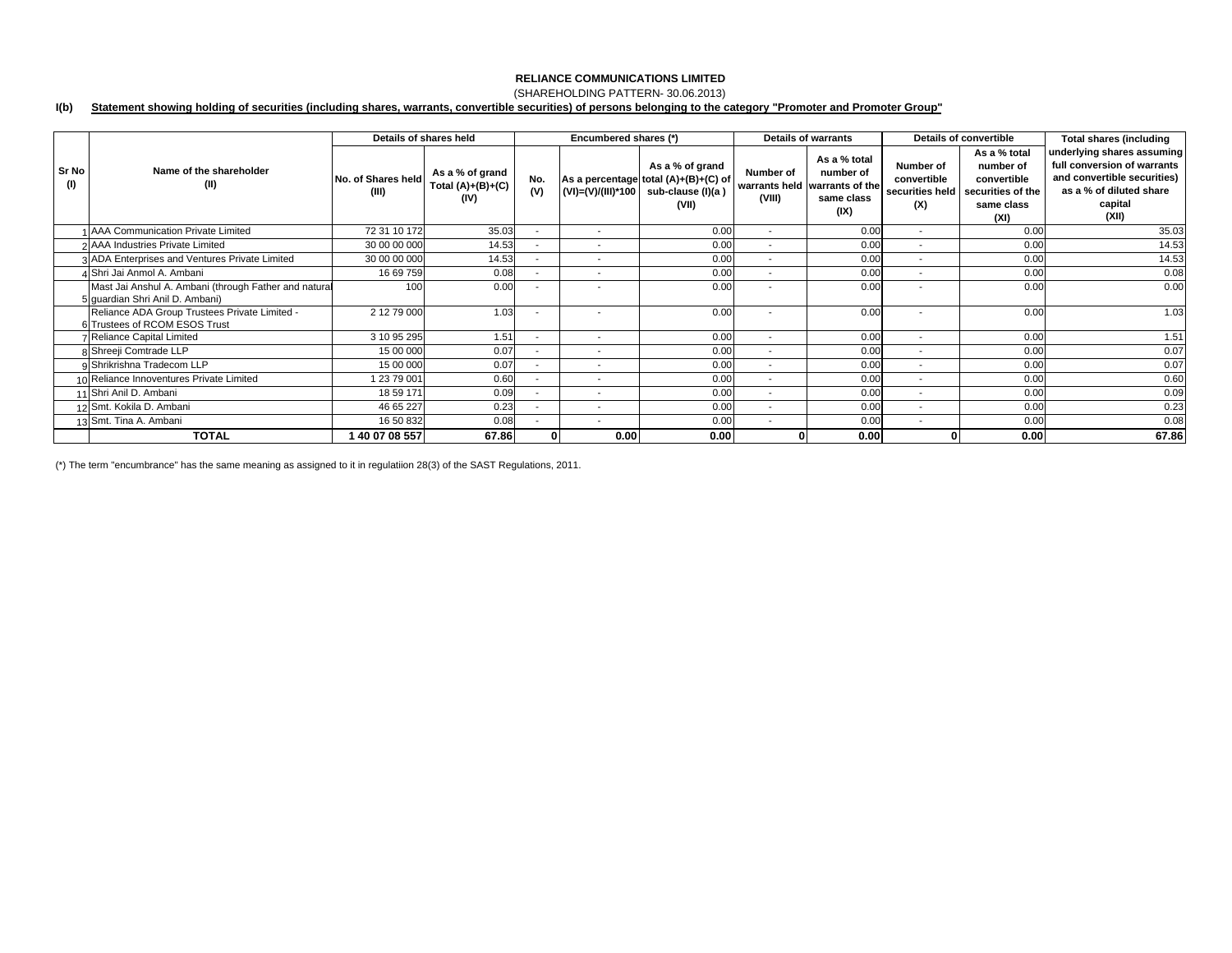**RELIANCE COMMUNICATIONS LIMITED**

(SHAREHOLDING PATTERN- 30.06.2013)

**I(b) Statement showing holding of securities (including shares, warrants, convertible securities) of persons belonging to the category "Promoter and Promoter Group"**

| Sr No (I) | Name of the shareholder (II) | Details of shares held | | Encumbered shares (*) | | | Details of warrants | | Details of convertible | | Total shares (including underlying shares assuming full conversion of warrants and convertible securities) as a % of diluted share capital (XII) |
|---|---|---|---|---|---|---|---|---|---|---|---|
| | | No. of Shares held (III) | As a % of grand Total (A)+(B)+(C) (IV) | No. (V) | As a percentage (VI)=(V)/(III)*100 | As a % of grand total (A)+(B)+(C) of sub-clause (I)(a ) (VII) | Number of warrants held (VIII) | As a % total number of warrants of the same class (IX) | Number of convertible securities held (X) | As a % total number of convertible securities of the same class (XI) | |
| 1 | AAA Communication Private Limited | 72 31 10 172 | 35.03 | - | - | 0.00 | - | 0.00 | - | 0.00 | 35.03 |
| 2 | AAA Industries Private Limited | 30 00 00 000 | 14.53 | - | - | 0.00 | - | 0.00 | - | 0.00 | 14.53 |
| 3 | ADA Enterprises and Ventures Private Limited | 30 00 00 000 | 14.53 | - | - | 0.00 | - | 0.00 | - | 0.00 | 14.53 |
| 4 | Shri Jai Anmol A. Ambani | 16 69 759 | 0.08 | - | - | 0.00 | - | 0.00 | - | 0.00 | 0.08 |
| 5 | Mast Jai Anshul A. Ambani (through Father and natural guardian Shri Anil D. Ambani) | 100 | 0.00 | - | - | 0.00 | - | 0.00 | - | 0.00 | 0.00 |
| 6 | Reliance ADA Group Trustees Private Limited - Trustees of RCOM ESOS Trust | 2 12 79 000 | 1.03 | - | - | 0.00 | - | 0.00 | - | 0.00 | 1.03 |
| 7 | Reliance Capital Limited | 3 10 95 295 | 1.51 | - | - | 0.00 | - | 0.00 | - | 0.00 | 1.51 |
| 8 | Shreeji Comtrade LLP | 15 00 000 | 0.07 | - | - | 0.00 | - | 0.00 | - | 0.00 | 0.07 |
| 9 | Shrikrishna Tradecom LLP | 15 00 000 | 0.07 | - | - | 0.00 | - | 0.00 | - | 0.00 | 0.07 |
| 10 | Reliance Innoventures Private Limited | 1 23 79 001 | 0.60 | - | - | 0.00 | - | 0.00 | - | 0.00 | 0.60 |
| 11 | Shri Anil D. Ambani | 18 59 171 | 0.09 | - | - | 0.00 | - | 0.00 | - | 0.00 | 0.09 |
| 12 | Smt. Kokila D. Ambani | 46 65 227 | 0.23 | - | - | 0.00 | - | 0.00 | - | 0.00 | 0.23 |
| 13 | Smt. Tina A. Ambani | 16 50 832 | 0.08 | - | - | 0.00 | - | 0.00 | - | 0.00 | 0.08 |
| | **TOTAL** | **1 40 07 08 557** | **67.86** | **0** | **0.00** | **0.00** | **0** | **0.00** | **0** | **0.00** | **67.86** |

(*) The term "encumbrance" has the same meaning as assigned to it in regulatiion 28(3) of the SAST Regulations, 2011.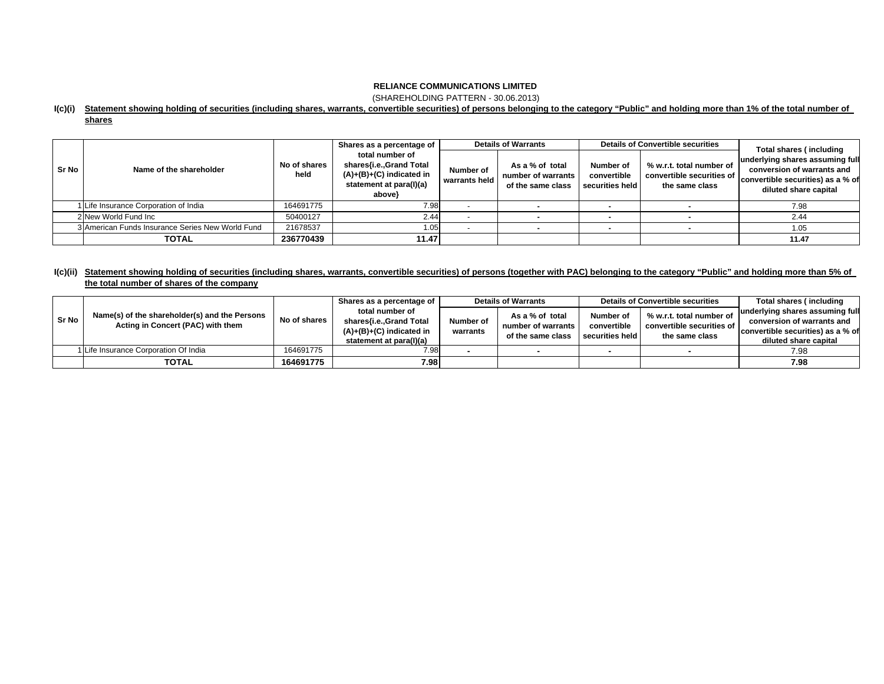**RELIANCE COMMUNICATIONS LIMITED**

(SHAREHOLDING PATTERN - 30.06.2013)

**I(c)(i) Statement showing holding of securities (including shares, warrants, convertible securities) of persons belonging to the category "Public" and holding more than 1% of the total number of shares**

| Sr No | Name of the shareholder | No of shares held | Shares as a percentage of total number of shares{i.e.,Grand Total (A)+(B)+(C) indicated in statement at para(I)(a) above} | Details of Warrants | | Details of Convertible securities | | Total shares ( including underlying shares assuming full conversion of warrants and convertible securities) as a % of diluted share capital |
|---|---|---|---|---|---|---|---|---|
| | | | | Number of warrants held | As a % of total number of warrants of the same class | Number of convertible securities held | % w.r.t. total number of convertible securities of the same class | |
| 1 | Life Insurance Corporation of India | 164691775 | 7.98 | - | - | - | - | 7.98 |
| 2 | New World Fund Inc | 50400127 | 2.44 | - | - | - | - | 2.44 |
| 3 | American Funds Insurance Series New World Fund | 21678537 | 1.05 | - | - | - | - | 1.05 |
| | **TOTAL** | **236770439** | **11.47** | | | | | **11.47** |

**I(c)(ii) Statement showing holding of securities (including shares, warrants, convertible securities) of persons (together with PAC) belonging to the category "Public" and holding more than 5% of the total number of shares of the company**

| Sr No | Name(s) of the shareholder(s) and the Persons Acting in Concert (PAC) with them | No of shares | Shares as a percentage of total number of shares{i.e.,Grand Total (A)+(B)+(C) indicated in statement at para(I)(a) | Details of Warrants | | Details of Convertible securities | | Total shares ( including underlying shares assuming full conversion of warrants and convertible securities) as a % of diluted share capital |
|---|---|---|---|---|---|---|---|---|
| | | | | Number of warrants | As a % of total number of warrants of the same class | Number of convertible securities held | % w.r.t. total number of convertible securities of the same class | |
| 1 | Life Insurance Corporation Of India | 164691775 | 7.98 | - | - | - | - | 7.98 |
| | **TOTAL** | **164691775** | **7.98** | | | | | **7.98** |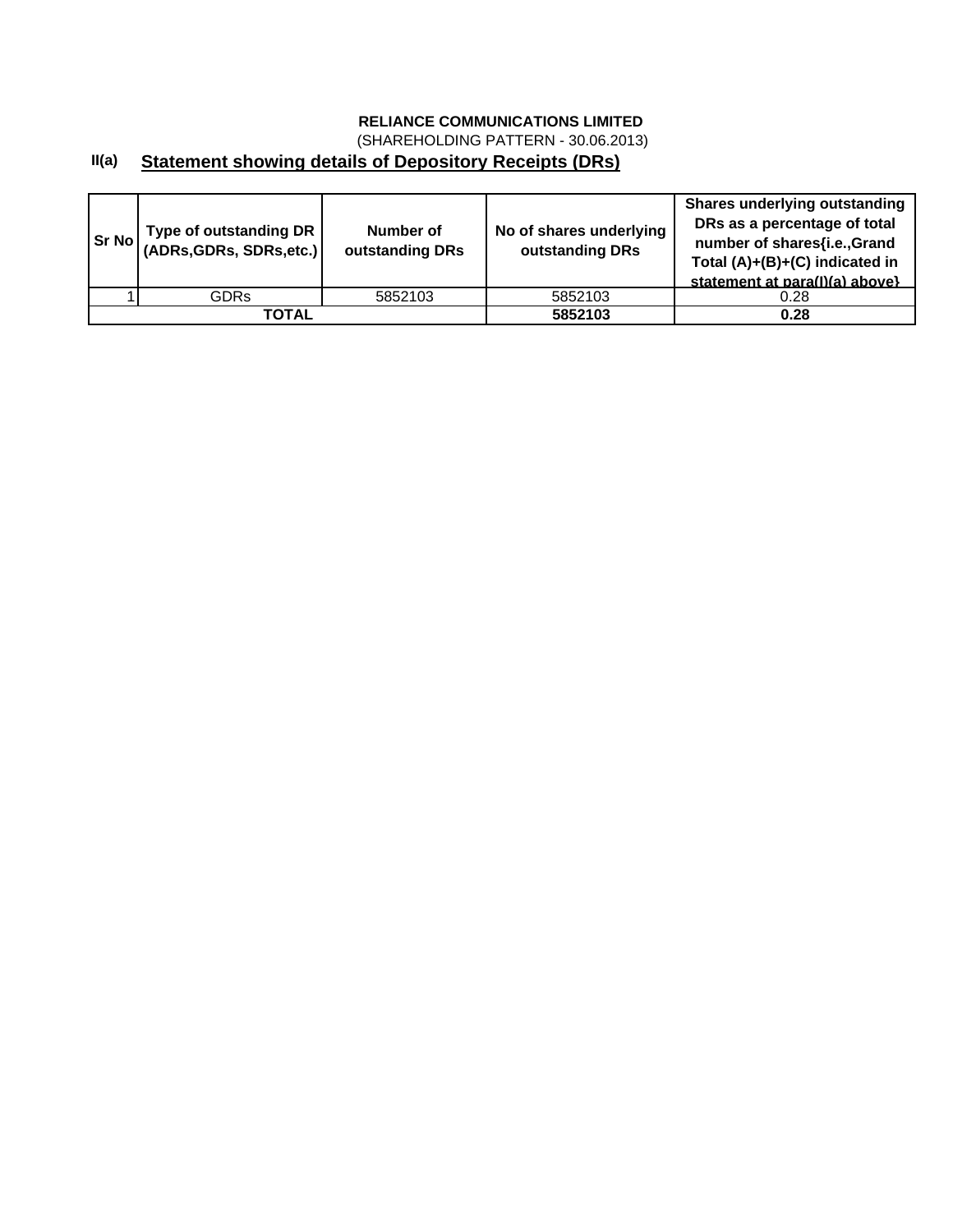**RELIANCE COMMUNICATIONS LIMITED**

(SHAREHOLDING PATTERN - 30.06.2013)

**II(a)** **Statement showing details of Depository Receipts (DRs)**

| Sr No | Type of outstanding DR (ADRs,GDRs, SDRs,etc.) | Number of outstanding DRs | No of shares underlying outstanding DRs | Shares underlying outstanding DRs as a percentage of total number of shares{i.e.,Grand Total (A)+(B)+(C) indicated in statement at para(I)(a) above} |
|---|---|---|---|---|
| 1 | GDRs | 5852103 | 5852103 | 0.28 |
| **TOTAL** | | | **5852103** | **0.28** |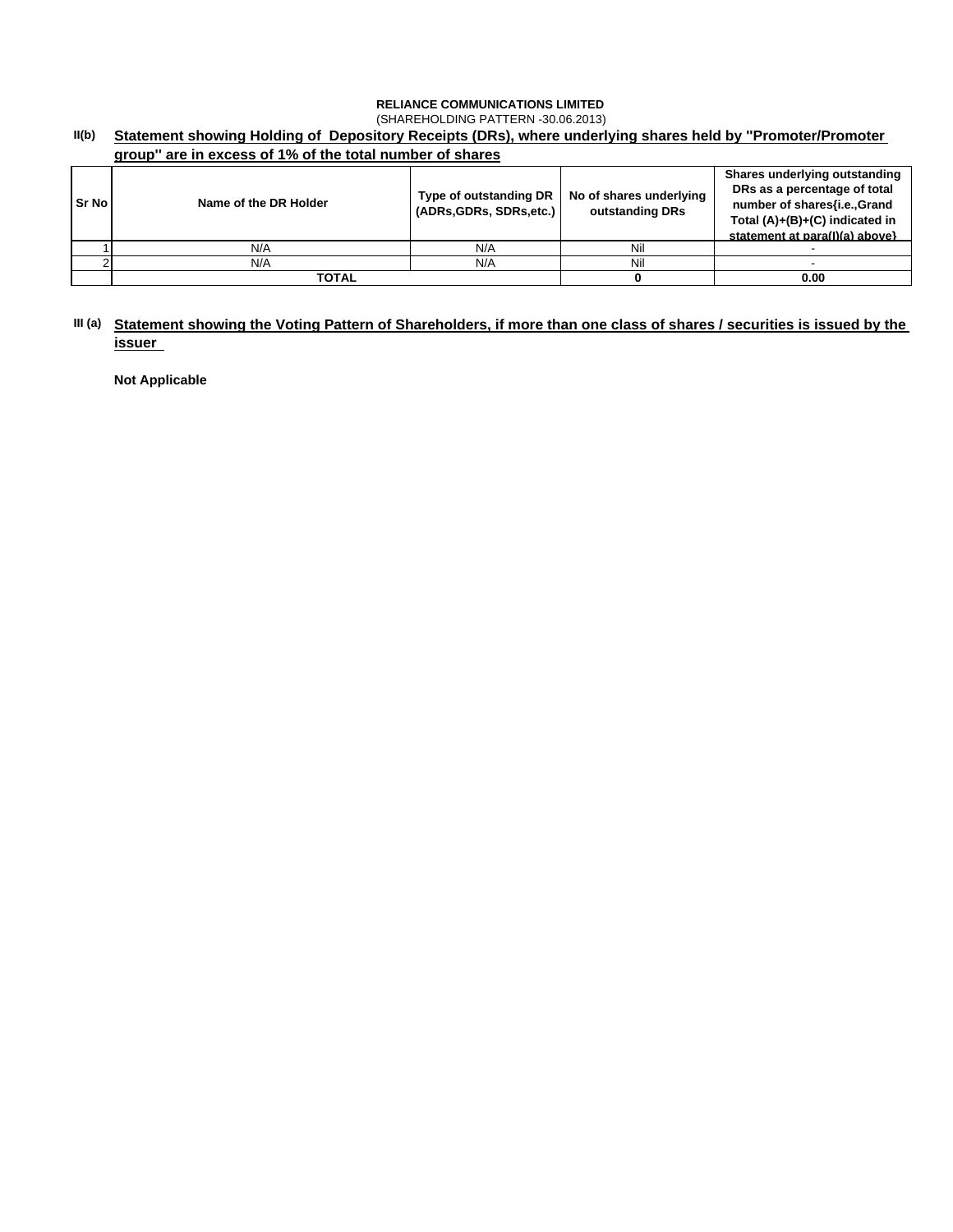**RELIANCE COMMUNICATIONS LIMITED**
(SHAREHOLDING PATTERN -30.06.2013)

## II(b) Statement showing Holding of Depository Receipts (DRs), where underlying shares held by "Promoter/Promoter group" are in excess of 1% of the total number of shares

| Sr No | Name of the DR Holder | Type of outstanding DR (ADRs,GDRs, SDRs,etc.) | No of shares underlying outstanding DRs | Shares underlying outstanding DRs as a percentage of total number of shares{i.e.,Grand Total (A)+(B)+(C) indicated in statement at para(I)(a) above} |
|---|---|---|---|---|
| 1 | N/A | N/A | Nil | - |
| 2 | N/A | N/A | Nil | - |
| | **TOTAL** | | **0** | **0.00** |

## III (a) Statement showing the Voting Pattern of Shareholders, if more than one class of shares / securities is issued by the issuer

**Not Applicable**